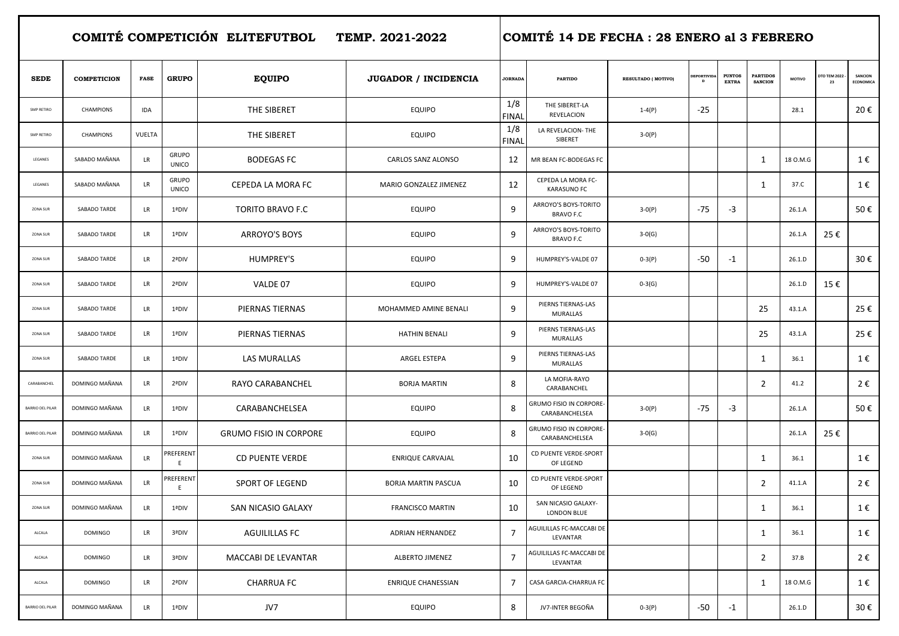| COMITÉ COMPETICIÓN ELITEFUTBOL TEMP. 2021-2022 | | | | | | COMITÉ 14 DE FECHA : 28 ENERO al 3 FEBRERO | | | | | | | | |
|---|---|---|---|---|---|---|---|---|---|---|---|---|---|---|
| **SEDE** | **COMPETICION** | **FASE** | **GRUPO** | **EQUIPO** | **JUGADOR / INCIDENCIA** | **JORNADA** | **PARTIDO** | **RESULTADO ( MOTIVO)** | **DEPORTIVIDAD** | **PUNTOS EXTRA** | **PARTIDOS SANCION** | **MOTIVO** | **DTO TEM 2022 - 23** | **SANCION ECONOMICA** |
| SMP RETIRO | CHAMPIONS | IDA | | THE SIBERET | EQUIPO | 1/8 FINAL | THE SIBERET-LA REVELACION | 1-4(P) | -25 | | | 28.1 | | 20 € |
| SMP RETIRO | CHAMPIONS | VUELTA | | THE SIBERET | EQUIPO | 1/8 FINAL | LA REVELACION- THE SIBERET | 3-0(P) | | | | | | |
| LEGANES | SABADO MAÑANA | LR | GRUPO UNICO | BODEGAS FC | CARLOS SANZ ALONSO | 12 | MR BEAN FC-BODEGAS FC | | | | 1 | 18 O.M.G | | 1 € |
| LEGANES | SABADO MAÑANA | LR | GRUPO UNICO | CEPEDA LA MORA FC | MARIO GONZALEZ JIMENEZ | 12 | CEPEDA LA MORA FC-KARASUNO FC | | | | 1 | 37.C | | 1 € |
| ZONA SUR | SABADO TARDE | LR | 1ªDIV | TORITO BRAVO F.C | EQUIPO | 9 | ARROYO'S BOYS-TORITO BRAVO F.C | 3-0(P) | -75 | -3 | | 26.1.A | | 50 € |
| ZONA SUR | SABADO TARDE | LR | 1ªDIV | ARROYO'S BOYS | EQUIPO | 9 | ARROYO'S BOYS-TORITO BRAVO F.C | 3-0(G) | | | | 26.1.A | 25 € | |
| ZONA SUR | SABADO TARDE | LR | 2ªDIV | HUMPREY'S | EQUIPO | 9 | HUMPREY'S-VALDE 07 | 0-3(P) | -50 | -1 | | 26.1.D | | 30 € |
| ZONA SUR | SABADO TARDE | LR | 2ªDIV | VALDE 07 | EQUIPO | 9 | HUMPREY'S-VALDE 07 | 0-3(G) | | | | 26.1.D | 15 € | |
| ZONA SUR | SABADO TARDE | LR | 1ªDIV | PIERNAS TIERNAS | MOHAMMED AMINE BENALI | 9 | PIERNS TIERNAS-LAS MURALLAS | | | | 25 | 43.1.A | | 25 € |
| ZONA SUR | SABADO TARDE | LR | 1ªDIV | PIERNAS TIERNAS | HATHIN BENALI | 9 | PIERNS TIERNAS-LAS MURALLAS | | | | 25 | 43.1.A | | 25 € |
| ZONA SUR | SABADO TARDE | LR | 1ªDIV | LAS MURALLAS | ARGEL ESTEPA | 9 | PIERNS TIERNAS-LAS MURALLAS | | | | 1 | 36.1 | | 1 € |
| CARABANCHEL | DOMINGO MAÑANA | LR | 2ªDIV | RAYO CARABANCHEL | BORJA MARTIN | 8 | LA MOFIA-RAYO CARABANCHEL | | | | 2 | 41.2 | | 2 € |
| BARRIO DEL PILAR | DOMINGO MAÑANA | LR | 1ªDIV | CARABANCHELSEA | EQUIPO | 8 | GRUMO FISIO IN CORPORE-CARABANCHELSEA | 3-0(P) | -75 | -3 | | 26.1.A | | 50 € |
| BARRIO DEL PILAR | DOMINGO MAÑANA | LR | 1ªDIV | GRUMO FISIO IN CORPORE | EQUIPO | 8 | GRUMO FISIO IN CORPORE-CARABANCHELSEA | 3-0(G) | | | | 26.1.A | 25 € | |
| ZONA SUR | DOMINGO MAÑANA | LR | PREFERENTE | CD PUENTE VERDE | ENRIQUE CARVAJAL | 10 | CD PUENTE VERDE-SPORT OF LEGEND | | | | 1 | 36.1 | | 1 € |
| ZONA SUR | DOMINGO MAÑANA | LR | PREFERENTE | SPORT OF LEGEND | BORJA MARTIN PASCUA | 10 | CD PUENTE VERDE-SPORT OF LEGEND | | | | 2 | 41.1.A | | 2 € |
| ZONA SUR | DOMINGO MAÑANA | LR | 1ªDIV | SAN NICASIO GALAXY | FRANCISCO MARTIN | 10 | SAN NICASIO GALAXY-LONDON BLUE | | | | 1 | 36.1 | | 1 € |
| ALCALA | DOMINGO | LR | 3ªDIV | AGUILILLAS FC | ADRIAN HERNANDEZ | 7 | AGUILILLAS FC-MACCABI DE LEVANTAR | | | | 1 | 36.1 | | 1 € |
| ALCALA | DOMINGO | LR | 3ªDIV | MACCABI DE LEVANTAR | ALBERTO JIMENEZ | 7 | AGUILILLAS FC-MACCABI DE LEVANTAR | | | | 2 | 37.B | | 2 € |
| ALCALA | DOMINGO | LR | 2ªDIV | CHARRUA FC | ENRIQUE CHANESSIAN | 7 | CASA GARCIA-CHARRUA FC | | | | 1 | 18 O.M.G | | 1 € |
| BARRIO DEL PILAR | DOMINGO MAÑANA | LR | 1ªDIV | JV7 | EQUIPO | 8 | JV7-INTER BEGOÑA | 0-3(P) | -50 | -1 | | 26.1.D | | 30 € |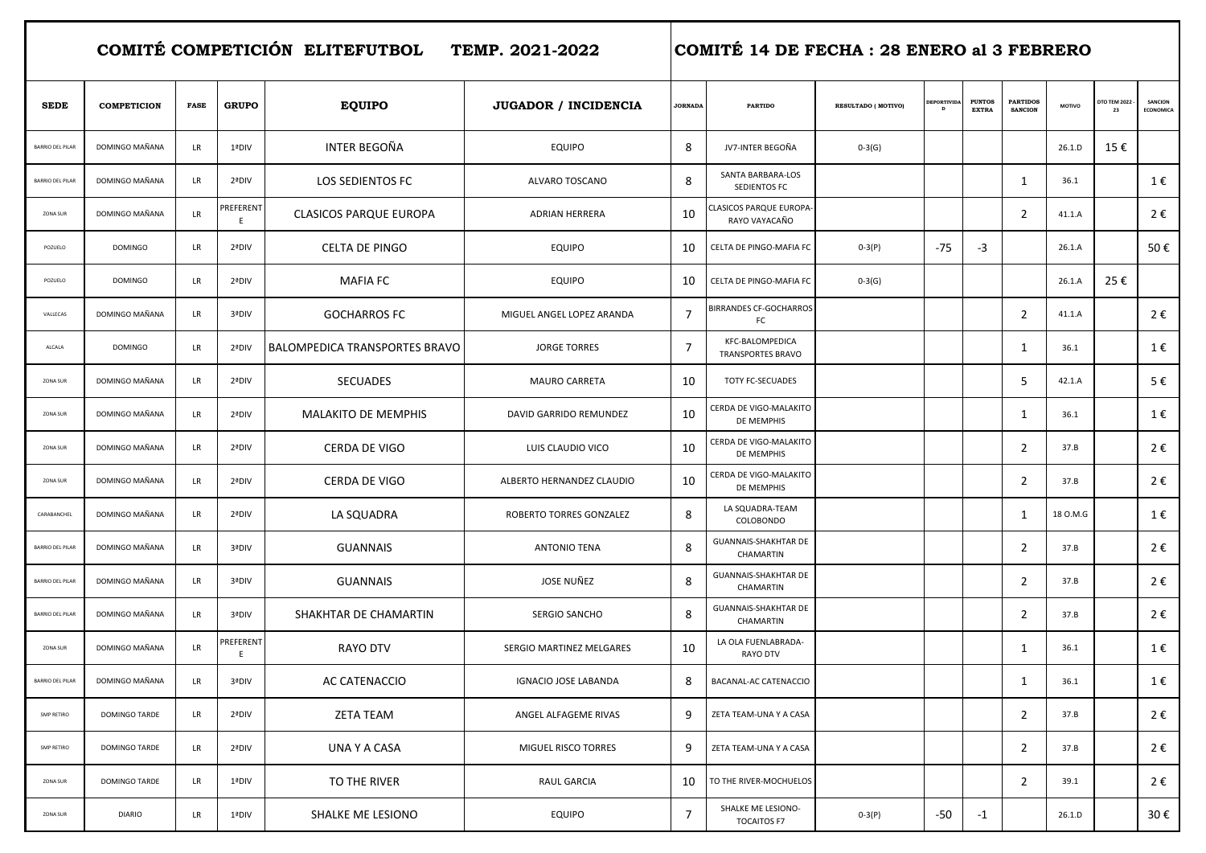| COMITÉ COMPETICIÓN ELITEFUTBOL TEMP. 2021-2022 | | | | | | COMITÉ 14 DE FECHA : 28 ENERO al 3 FEBRERO | | | | | | | | |
|---|---|---|---|---|---|---|---|---|---|---|---|---|---|---|
| **SEDE** | **COMPETICION** | **FASE** | **GRUPO** | **EQUIPO** | **JUGADOR / INCIDENCIA** | **JORNADA** | **PARTIDO** | **RESULTADO ( MOTIVO)** | **DEPORTIVIDAD** | **PUNTOS EXTRA** | **PARTIDOS SANCION** | **MOTIVO** | **DTO TEM 2022 - 23** | **SANCION ECONOMICA** |
| BARRIO DEL PILAR | DOMINGO MAÑANA | LR | 1ªDIV | INTER BEGOÑA | EQUIPO | 8 | JV7-INTER BEGOÑA | 0-3(G) | | | | 26.1.D | 15 € | |
| BARRIO DEL PILAR | DOMINGO MAÑANA | LR | 2ªDIV | LOS SEDIENTOS FC | ALVARO TOSCANO | 8 | SANTA BARBARA-LOS SEDIENTOS FC | | | | 1 | 36.1 | | 1 € |
| ZONA SUR | DOMINGO MAÑANA | LR | PREFERENTE | CLASICOS PARQUE EUROPA | ADRIAN HERRERA | 10 | CLASICOS PARQUE EUROPA-RAYO VAYACAÑO | | | | 2 | 41.1.A | | 2 € |
| POZUELO | DOMINGO | LR | 2ªDIV | CELTA DE PINGO | EQUIPO | 10 | CELTA DE PINGO-MAFIA FC | 0-3(P) | -75 | -3 | | 26.1.A | | 50 € |
| POZUELO | DOMINGO | LR | 2ªDIV | MAFIA FC | EQUIPO | 10 | CELTA DE PINGO-MAFIA FC | 0-3(G) | | | | 26.1.A | 25 € | |
| VALLECAS | DOMINGO MAÑANA | LR | 3ªDIV | GOCHARROS FC | MIGUEL ANGEL LOPEZ ARANDA | 7 | BIRRANDES CF-GOCHARROS FC | | | | 2 | 41.1.A | | 2 € |
| ALCALA | DOMINGO | LR | 2ªDIV | BALOMPEDICA TRANSPORTES BRAVO | JORGE TORRES | 7 | KFC-BALOMPEDICA TRANSPORTES BRAVO | | | | 1 | 36.1 | | 1 € |
| ZONA SUR | DOMINGO MAÑANA | LR | 2ªDIV | SECUADES | MAURO CARRETA | 10 | TOTY FC-SECUADES | | | | 5 | 42.1.A | | 5 € |
| ZONA SUR | DOMINGO MAÑANA | LR | 2ªDIV | MALAKITO DE MEMPHIS | DAVID GARRIDO REMUNDEZ | 10 | CERDA DE VIGO-MALAKITO DE MEMPHIS | | | | 1 | 36.1 | | 1 € |
| ZONA SUR | DOMINGO MAÑANA | LR | 2ªDIV | CERDA DE VIGO | LUIS CLAUDIO VICO | 10 | CERDA DE VIGO-MALAKITO DE MEMPHIS | | | | 2 | 37.B | | 2 € |
| ZONA SUR | DOMINGO MAÑANA | LR | 2ªDIV | CERDA DE VIGO | ALBERTO HERNANDEZ CLAUDIO | 10 | CERDA DE VIGO-MALAKITO DE MEMPHIS | | | | 2 | 37.B | | 2 € |
| CARABANCHEL | DOMINGO MAÑANA | LR | 2ªDIV | LA SQUADRA | ROBERTO TORRES GONZALEZ | 8 | LA SQUADRA-TEAM COLOBONDO | | | | 1 | 18 O.M.G | | 1 € |
| BARRIO DEL PILAR | DOMINGO MAÑANA | LR | 3ªDIV | GUANNAIS | ANTONIO TENA | 8 | GUANNAIS-SHAKHTAR DE CHAMARTIN | | | | 2 | 37.B | | 2 € |
| BARRIO DEL PILAR | DOMINGO MAÑANA | LR | 3ªDIV | GUANNAIS | JOSE NUÑEZ | 8 | GUANNAIS-SHAKHTAR DE CHAMARTIN | | | | 2 | 37.B | | 2 € |
| BARRIO DEL PILAR | DOMINGO MAÑANA | LR | 3ªDIV | SHAKHTAR DE CHAMARTIN | SERGIO SANCHO | 8 | GUANNAIS-SHAKHTAR DE CHAMARTIN | | | | 2 | 37.B | | 2 € |
| ZONA SUR | DOMINGO MAÑANA | LR | PREFERENTE | RAYO DTV | SERGIO MARTINEZ MELGARES | 10 | LA OLA FUENLABRADA-RAYO DTV | | | | 1 | 36.1 | | 1 € |
| BARRIO DEL PILAR | DOMINGO MAÑANA | LR | 3ªDIV | AC CATENACCIO | IGNACIO JOSE LABANDA | 8 | BACANAL-AC CATENACCIO | | | | 1 | 36.1 | | 1 € |
| SMP RETIRO | DOMINGO TARDE | LR | 2ªDIV | ZETA TEAM | ANGEL ALFAGEME RIVAS | 9 | ZETA TEAM-UNA Y A CASA | | | | 2 | 37.B | | 2 € |
| SMP RETIRO | DOMINGO TARDE | LR | 2ªDIV | UNA Y A CASA | MIGUEL RISCO TORRES | 9 | ZETA TEAM-UNA Y A CASA | | | | 2 | 37.B | | 2 € |
| ZONA SUR | DOMINGO TARDE | LR | 1ªDIV | TO THE RIVER | RAUL GARCIA | 10 | TO THE RIVER-MOCHUELOS | | | | 2 | 39.1 | | 2 € |
| ZONA SUR | DIARIO | LR | 1ªDIV | SHALKE ME LESIONO | EQUIPO | 7 | SHALKE ME LESIONO-TOCAITOS F7 | 0-3(P) | -50 | -1 | | 26.1.D | | 30 € |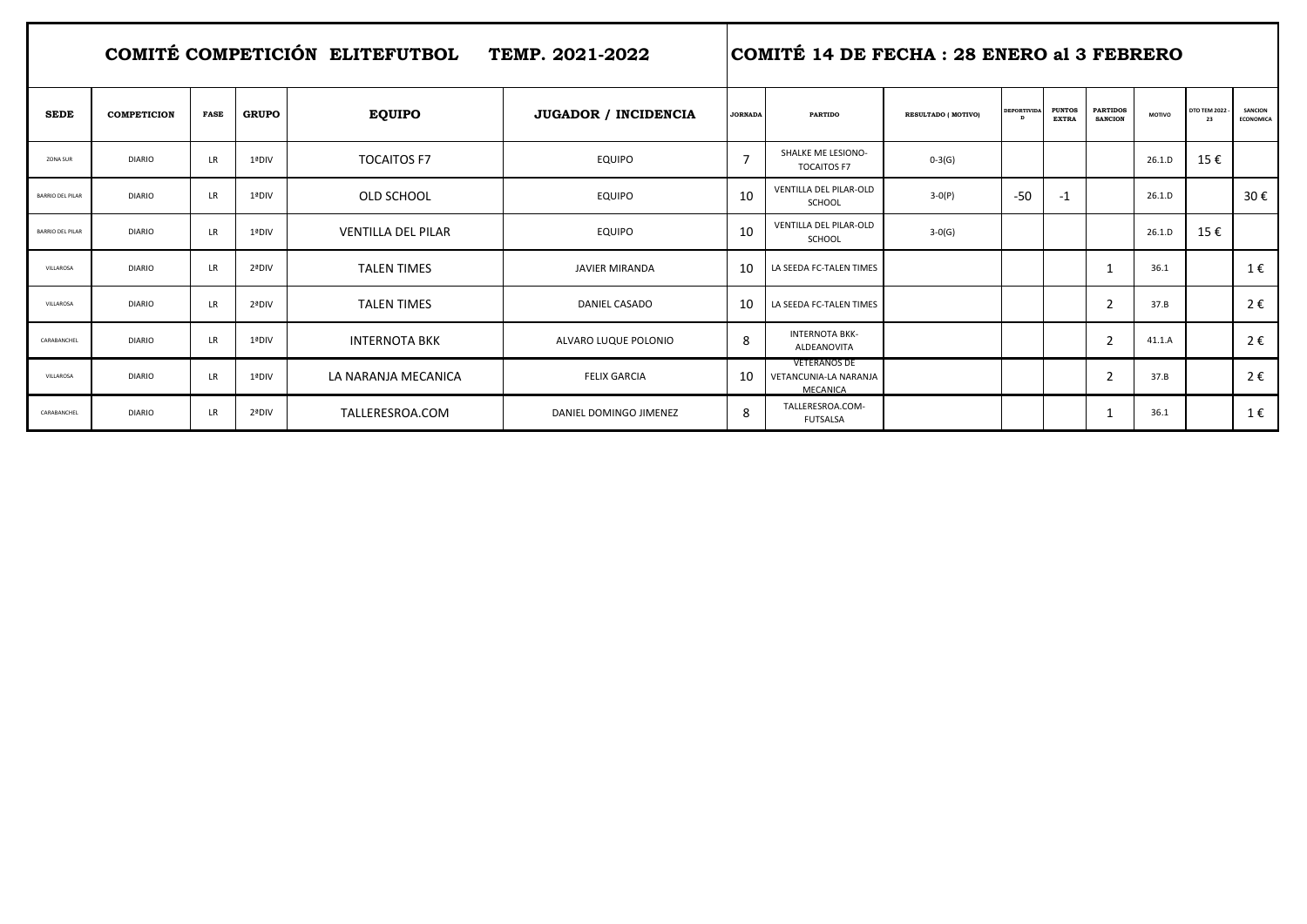| COMITÉ COMPETICIÓN ELITEFUTBOL TEMP. 2021-2022 | | | | | | COMITÉ 14 DE FECHA : 28 ENERO al 3 FEBRERO | | | | | | | | |
|---|---|---|---|---|---|---|---|---|---|---|---|---|---|---|
| **SEDE** | **COMPETICION** | **FASE** | **GRUPO** | **EQUIPO** | **JUGADOR / INCIDENCIA** | **JORNADA** | **PARTIDO** | **RESULTADO ( MOTIVO)** | **DEPORTIVIDAD** | **PUNTOS EXTRA** | **PARTIDOS SANCION** | **MOTIVO** | **DTO TEM 2022 - 23** | **SANCION ECONOMICA** |
| ZONA SUR | DIARIO | LR | 1ªDIV | TOCAITOS F7 | EQUIPO | 7 | SHALKE ME LESIONO-TOCAITOS F7 | 0-3(G) | | | | 26.1.D | 15 € | |
| BARRIO DEL PILAR | DIARIO | LR | 1ªDIV | OLD SCHOOL | EQUIPO | 10 | VENTILLA DEL PILAR-OLD SCHOOL | 3-0(P) | -50 | -1 | | 26.1.D | | 30 € |
| BARRIO DEL PILAR | DIARIO | LR | 1ªDIV | VENTILLA DEL PILAR | EQUIPO | 10 | VENTILLA DEL PILAR-OLD SCHOOL | 3-0(G) | | | | 26.1.D | 15 € | |
| VILLAROSA | DIARIO | LR | 2ªDIV | TALEN TIMES | JAVIER MIRANDA | 10 | LA SEEDA FC-TALEN TIMES | | | | 1 | 36.1 | | 1 € |
| VILLAROSA | DIARIO | LR | 2ªDIV | TALEN TIMES | DANIEL CASADO | 10 | LA SEEDA FC-TALEN TIMES | | | | 2 | 37.B | | 2 € |
| CARABANCHEL | DIARIO | LR | 1ªDIV | INTERNOTA BKK | ALVARO LUQUE POLONIO | 8 | INTERNOTA BKK-ALDEANOVITA | | | | 2 | 41.1.A | | 2 € |
| VILLAROSA | DIARIO | LR | 1ªDIV | LA NARANJA MECANICA | FELIX GARCIA | 10 | VETERANOS DE VETANCUNIA-LA NARANJA MECANICA | | | | 2 | 37.B | | 2 € |
| CARABANCHEL | DIARIO | LR | 2ªDIV | TALLERESROA.COM | DANIEL DOMINGO JIMENEZ | 8 | TALLERESROA.COM-FUTSALSA | | | | 1 | 36.1 | | 1 € |